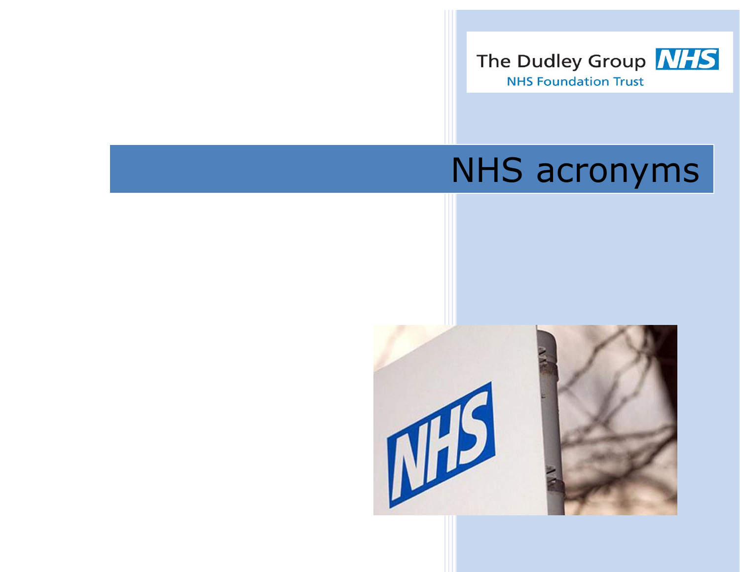The Dudley Group NHS
NHS Foundation Trust

# NHS acronyms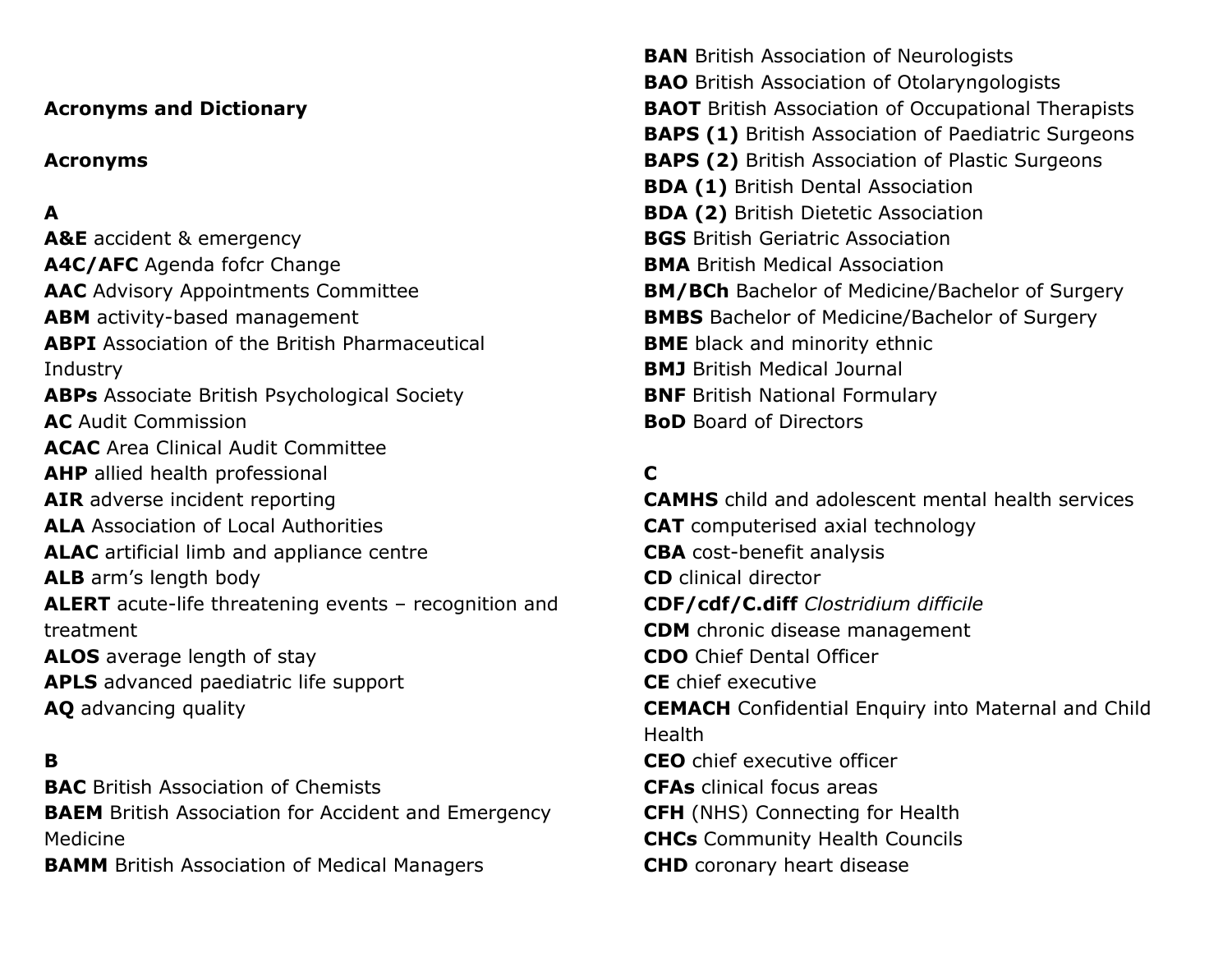**Acronyms and Dictionary**

**Acronyms**

**A**

**A&E** accident & emergency
**A4C/AFC** Agenda fofcr Change
**AAC** Advisory Appointments Committee
**ABM** activity-based management
**ABPI** Association of the British Pharmaceutical Industry
**ABPs** Associate British Psychological Society
**AC** Audit Commission
**ACAC** Area Clinical Audit Committee
**AHP** allied health professional
**AIR** adverse incident reporting
**ALA** Association of Local Authorities
**ALAC** artificial limb and appliance centre
**ALB** arm's length body
**ALERT** acute-life threatening events – recognition and treatment
**ALOS** average length of stay
**APLS** advanced paediatric life support
**AQ** advancing quality

**B**

**BAC** British Association of Chemists
**BAEM** British Association for Accident and Emergency Medicine
**BAMM** British Association of Medical Managers
**BAN** British Association of Neurologists
**BAO** British Association of Otolaryngologists
**BAOT** British Association of Occupational Therapists
**BAPS (1)** British Association of Paediatric Surgeons
**BAPS (2)** British Association of Plastic Surgeons
**BDA (1)** British Dental Association
**BDA (2)** British Dietetic Association
**BGS** British Geriatric Association
**BMA** British Medical Association
**BM/BCh** Bachelor of Medicine/Bachelor of Surgery
**BMBS** Bachelor of Medicine/Bachelor of Surgery
**BME** black and minority ethnic
**BMJ** British Medical Journal
**BNF** British National Formulary
**BoD** Board of Directors

**C**

**CAMHS** child and adolescent mental health services
**CAT** computerised axial technology
**CBA** cost-benefit analysis
**CD** clinical director
**CDF/cdf/C.diff** *Clostridium difficile*
**CDM** chronic disease management
**CDO** Chief Dental Officer
**CE** chief executive
**CEMACH** Confidential Enquiry into Maternal and Child Health
**CEO** chief executive officer
**CFAs** clinical focus areas
**CFH** (NHS) Connecting for Health
**CHCs** Community Health Councils
**CHD** coronary heart disease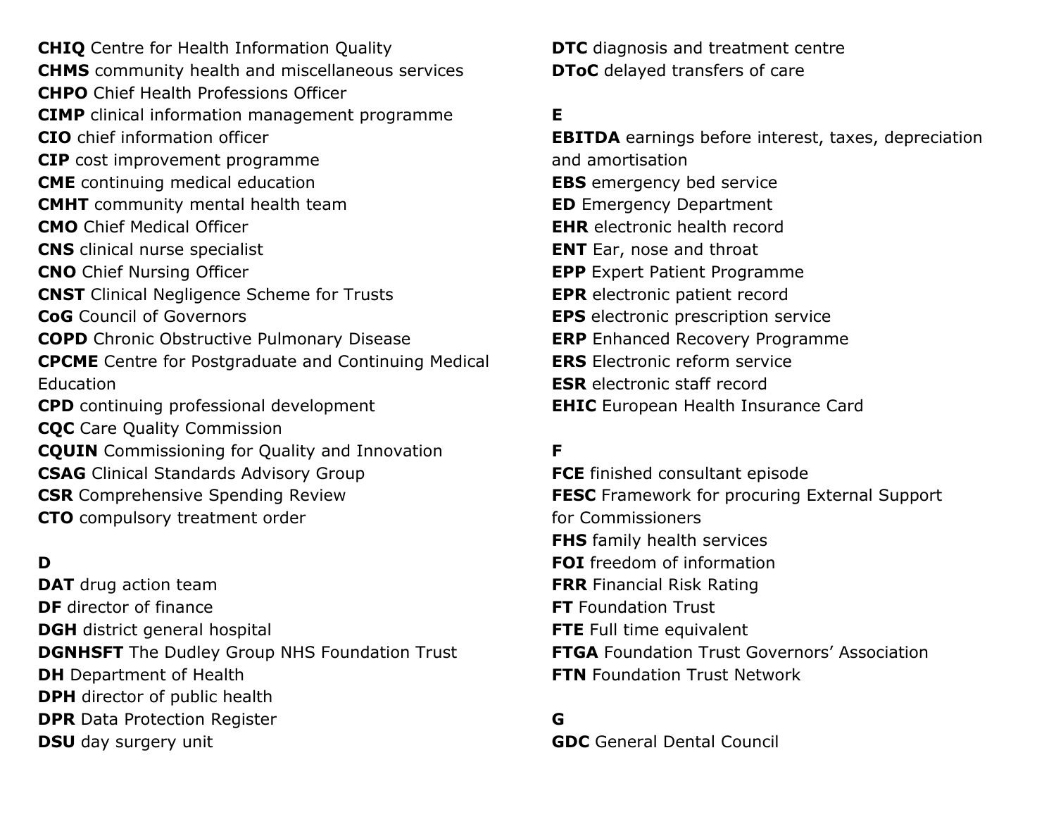**CHIQ** Centre for Health Information Quality
**CHMS** community health and miscellaneous services
**CHPO** Chief Health Professions Officer
**CIMP** clinical information management programme
**CIO** chief information officer
**CIP** cost improvement programme
**CME** continuing medical education
**CMHT** community mental health team
**CMO** Chief Medical Officer
**CNS** clinical nurse specialist
**CNO** Chief Nursing Officer
**CNST** Clinical Negligence Scheme for Trusts
**CoG** Council of Governors
**COPD** Chronic Obstructive Pulmonary Disease
**CPCME** Centre for Postgraduate and Continuing Medical Education
**CPD** continuing professional development
**CQC** Care Quality Commission
**CQUIN** Commissioning for Quality and Innovation
**CSAG** Clinical Standards Advisory Group
**CSR** Comprehensive Spending Review
**CTO** compulsory treatment order

**D**

**DAT** drug action team
**DF** director of finance
**DGH** district general hospital
**DGNHSFT** The Dudley Group NHS Foundation Trust
**DH** Department of Health
**DPH** director of public health
**DPR** Data Protection Register
**DSU** day surgery unit
**DTC** diagnosis and treatment centre
**DToC** delayed transfers of care

**E**

**EBITDA** earnings before interest, taxes, depreciation and amortisation
**EBS** emergency bed service
**ED** Emergency Department
**EHR** electronic health record
**ENT** Ear, nose and throat
**EPP** Expert Patient Programme
**EPR** electronic patient record
**EPS** electronic prescription service
**ERP** Enhanced Recovery Programme
**ERS** Electronic reform service
**ESR** electronic staff record
**EHIC** European Health Insurance Card

**F**

**FCE** finished consultant episode
**FESC** Framework for procuring External Support for Commissioners
**FHS** family health services
**FOI** freedom of information
**FRR** Financial Risk Rating
**FT** Foundation Trust
**FTE** Full time equivalent
**FTGA** Foundation Trust Governors' Association
**FTN** Foundation Trust Network

**G**

**GDC** General Dental Council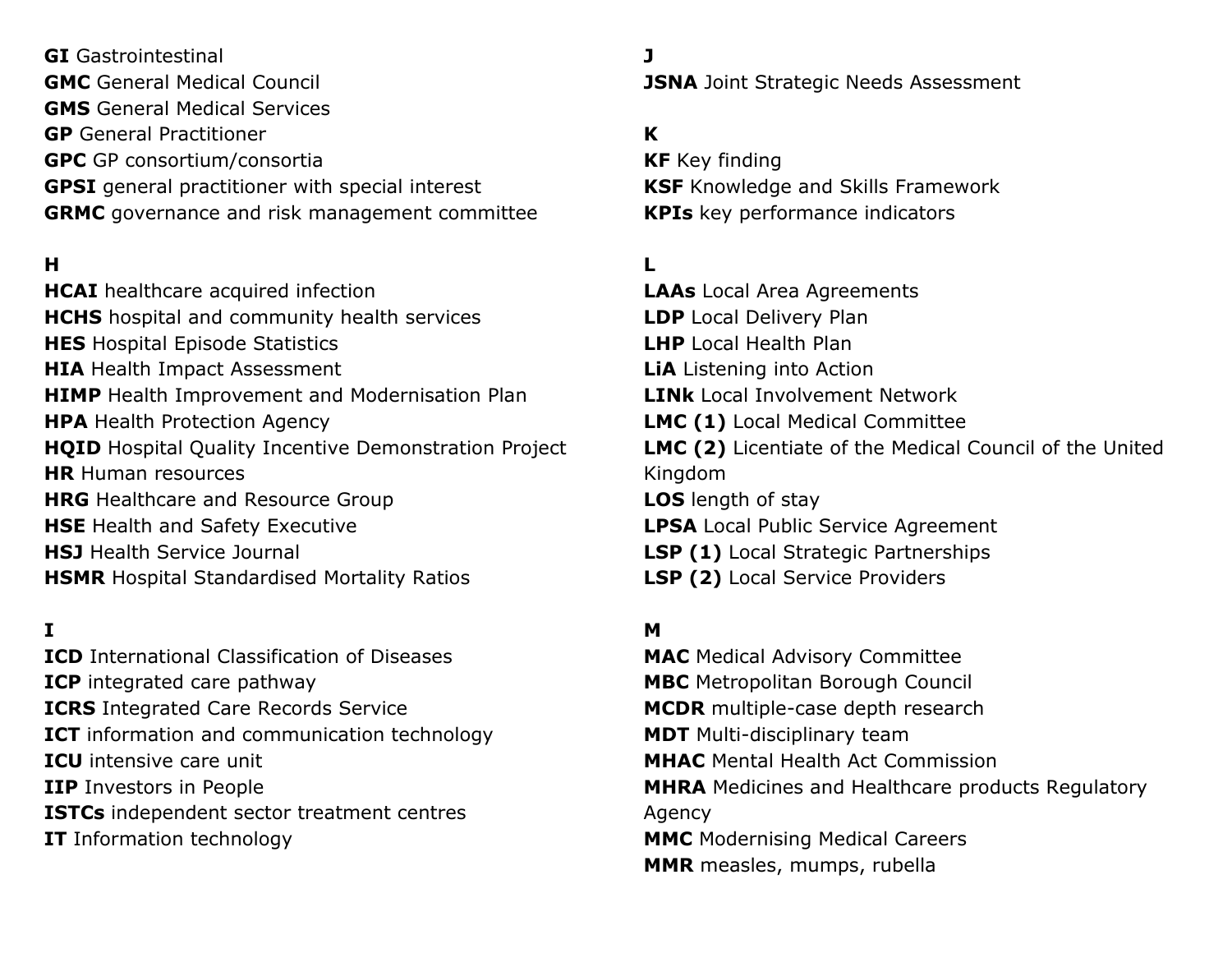**GI** Gastrointestinal
**GMC** General Medical Council
**GMS** General Medical Services
**GP** General Practitioner
**GPC** GP consortium/consortia
**GPSI** general practitioner with special interest
**GRMC** governance and risk management committee

**H**
**HCAI** healthcare acquired infection
**HCHS** hospital and community health services
**HES** Hospital Episode Statistics
**HIA** Health Impact Assessment
**HIMP** Health Improvement and Modernisation Plan
**HPA** Health Protection Agency
**HQID** Hospital Quality Incentive Demonstration Project
**HR** Human resources
**HRG** Healthcare and Resource Group
**HSE** Health and Safety Executive
**HSJ** Health Service Journal
**HSMR** Hospital Standardised Mortality Ratios

**I**
**ICD** International Classification of Diseases
**ICP** integrated care pathway
**ICRS** Integrated Care Records Service
**ICT** information and communication technology
**ICU** intensive care unit
**IIP** Investors in People
**ISTCs** independent sector treatment centres
**IT** Information technology

**J**
**JSNA** Joint Strategic Needs Assessment

**K**
**KF** Key finding
**KSF** Knowledge and Skills Framework
**KPIs** key performance indicators

**L**
**LAAs** Local Area Agreements
**LDP** Local Delivery Plan
**LHP** Local Health Plan
**LiA** Listening into Action
**LINk** Local Involvement Network
**LMC (1)** Local Medical Committee
**LMC (2)** Licentiate of the Medical Council of the United Kingdom
**LOS** length of stay
**LPSA** Local Public Service Agreement
**LSP (1)** Local Strategic Partnerships
**LSP (2)** Local Service Providers

**M**
**MAC** Medical Advisory Committee
**MBC** Metropolitan Borough Council
**MCDR** multiple-case depth research
**MDT** Multi-disciplinary team
**MHAC** Mental Health Act Commission
**MHRA** Medicines and Healthcare products Regulatory Agency
**MMC** Modernising Medical Careers
**MMR** measles, mumps, rubella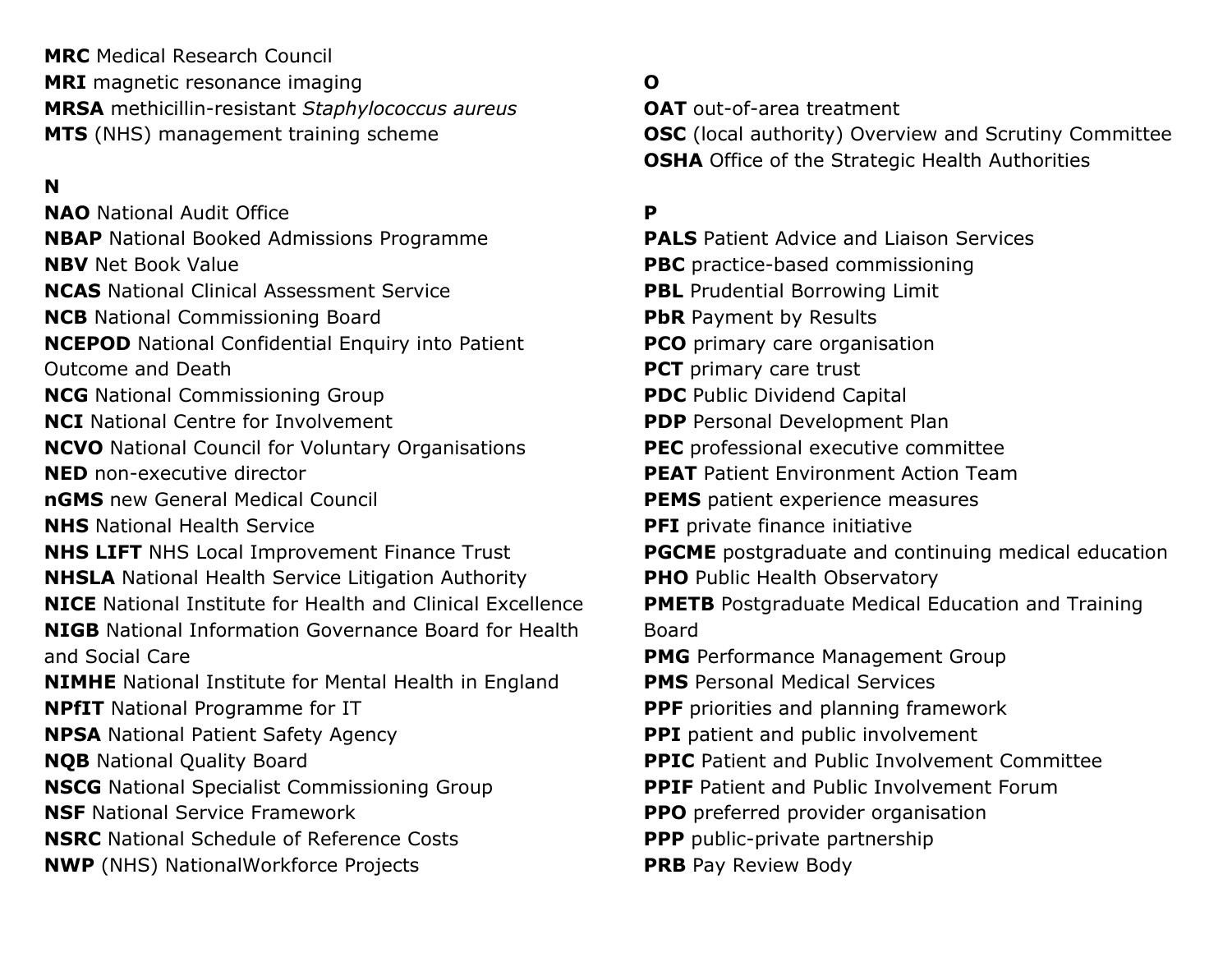**MRC** Medical Research Council
**MRI** magnetic resonance imaging
**MRSA** methicillin-resistant *Staphylococcus aureus*
**MTS** (NHS) management training scheme

**N**

**NAO** National Audit Office
**NBAP** National Booked Admissions Programme
**NBV** Net Book Value
**NCAS** National Clinical Assessment Service
**NCB** National Commissioning Board
**NCEPOD** National Confidential Enquiry into Patient Outcome and Death
**NCG** National Commissioning Group
**NCI** National Centre for Involvement
**NCVO** National Council for Voluntary Organisations
**NED** non-executive director
**nGMS** new General Medical Council
**NHS** National Health Service
**NHS LIFT** NHS Local Improvement Finance Trust
**NHSLA** National Health Service Litigation Authority
**NICE** National Institute for Health and Clinical Excellence
**NIGB** National Information Governance Board for Health and Social Care
**NIMHE** National Institute for Mental Health in England
**NPfIT** National Programme for IT
**NPSA** National Patient Safety Agency
**NQB** National Quality Board
**NSCG** National Specialist Commissioning Group
**NSF** National Service Framework
**NSRC** National Schedule of Reference Costs
**NWP** (NHS) NationalWorkforce Projects

**O**

**OAT** out-of-area treatment
**OSC** (local authority) Overview and Scrutiny Committee
**OSHA** Office of the Strategic Health Authorities

**P**

**PALS** Patient Advice and Liaison Services
**PBC** practice-based commissioning
**PBL** Prudential Borrowing Limit
**PbR** Payment by Results
**PCO** primary care organisation
**PCT** primary care trust
**PDC** Public Dividend Capital
**PDP** Personal Development Plan
**PEC** professional executive committee
**PEAT** Patient Environment Action Team
**PEMS** patient experience measures
**PFI** private finance initiative
**PGCME** postgraduate and continuing medical education
**PHO** Public Health Observatory
**PMETB** Postgraduate Medical Education and Training Board
**PMG** Performance Management Group
**PMS** Personal Medical Services
**PPF** priorities and planning framework
**PPI** patient and public involvement
**PPIC** Patient and Public Involvement Committee
**PPIF** Patient and Public Involvement Forum
**PPO** preferred provider organisation
**PPP** public-private partnership
**PRB** Pay Review Body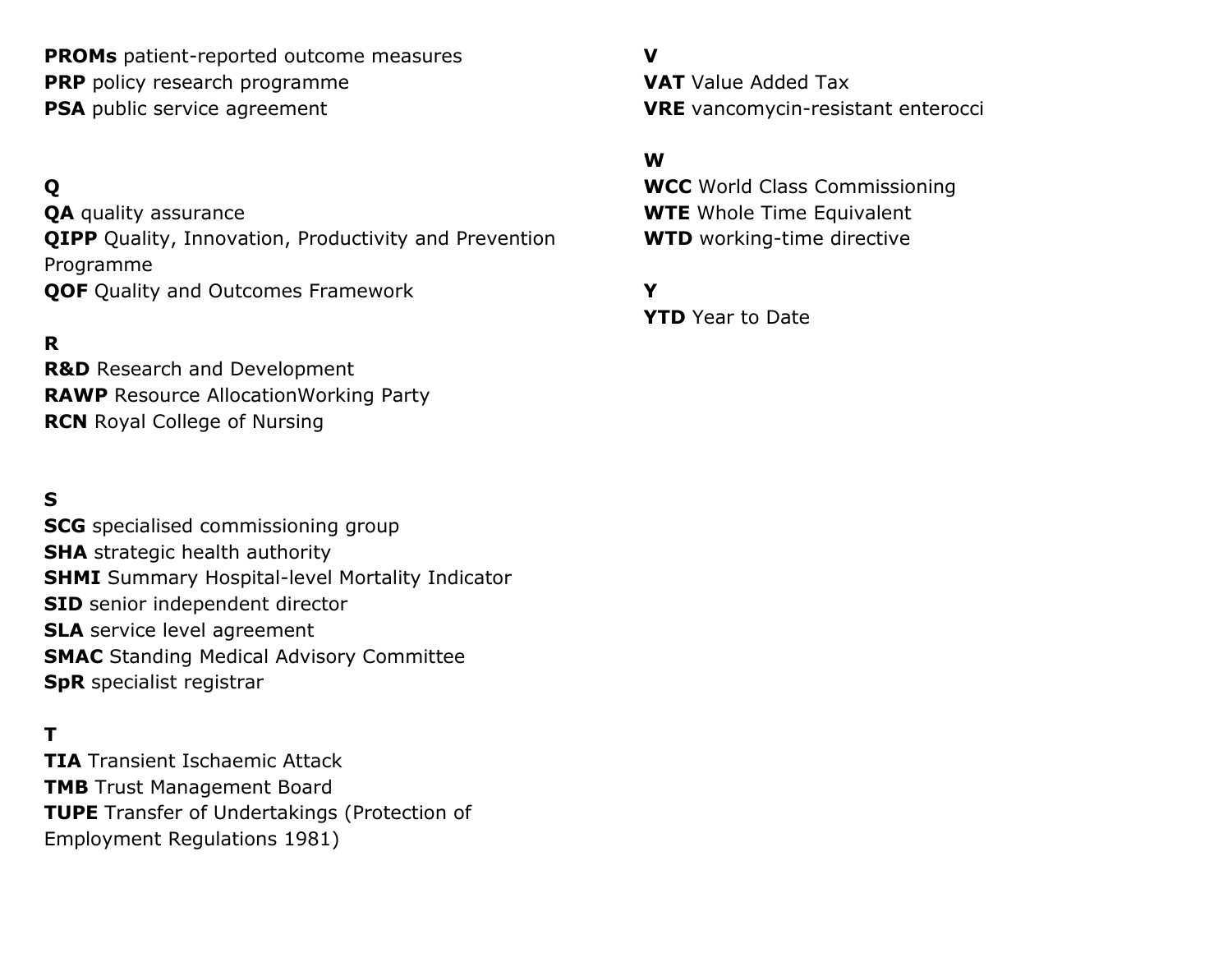**PROMs** patient-reported outcome measures
**PRP** policy research programme
**PSA** public service agreement

**Q**
**QA** quality assurance
**QIPP** Quality, Innovation, Productivity and Prevention Programme
**QOF** Quality and Outcomes Framework

**R**
**R&D** Research and Development
**RAWP** Resource AllocationWorking Party
**RCN** Royal College of Nursing

**S**
**SCG** specialised commissioning group
**SHA** strategic health authority
**SHMI** Summary Hospital-level Mortality Indicator
**SID** senior independent director
**SLA** service level agreement
**SMAC** Standing Medical Advisory Committee
**SpR** specialist registrar

**T**
**TIA** Transient Ischaemic Attack
**TMB** Trust Management Board
**TUPE** Transfer of Undertakings (Protection of Employment Regulations 1981)

**V**
**VAT** Value Added Tax
**VRE** vancomycin-resistant enterocci

**W**
**WCC** World Class Commissioning
**WTE** Whole Time Equivalent
**WTD** working-time directive

**Y**
**YTD** Year to Date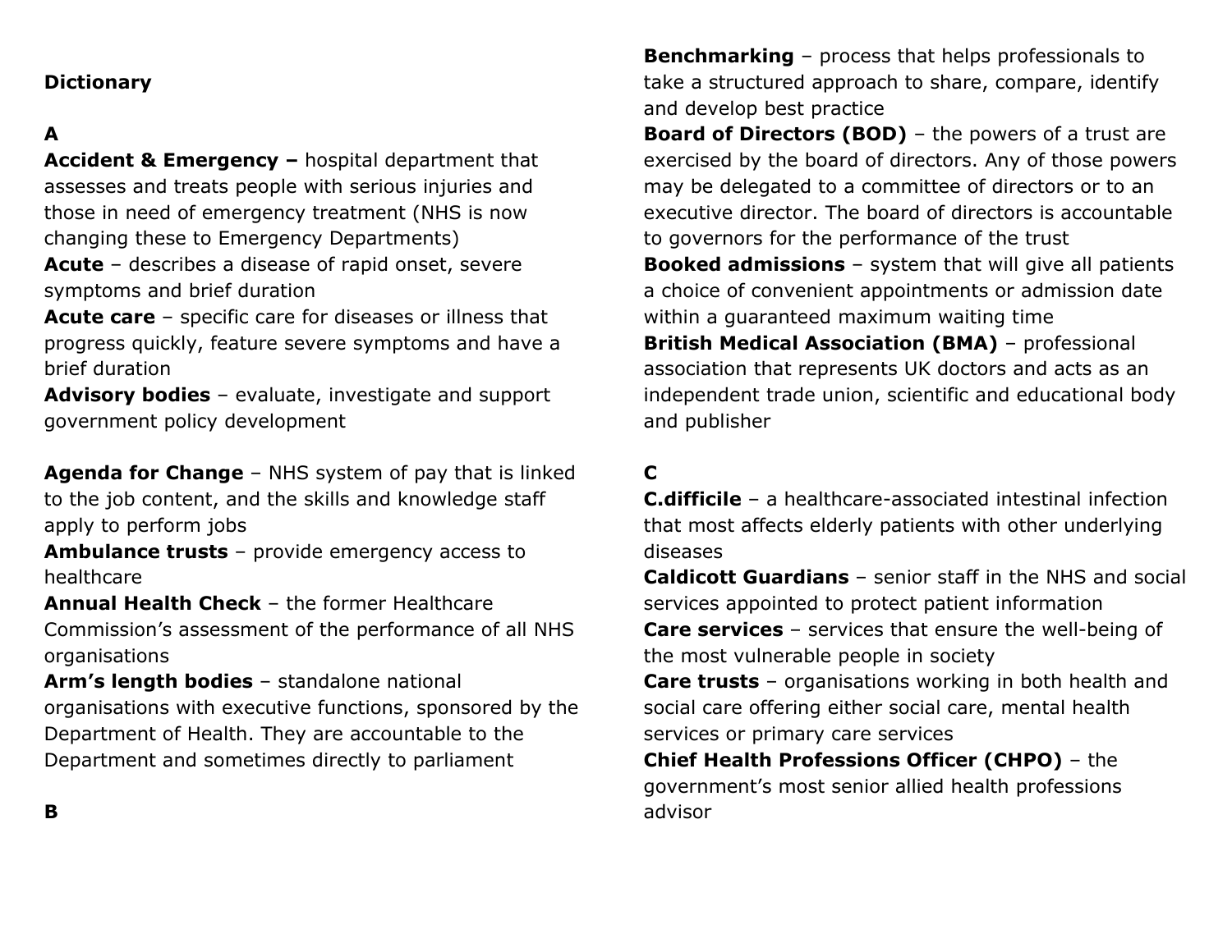**Dictionary**

**A**

**Accident & Emergency –** hospital department that assesses and treats people with serious injuries and those in need of emergency treatment (NHS is now changing these to Emergency Departments)
**Acute** – describes a disease of rapid onset, severe symptoms and brief duration
**Acute care** – specific care for diseases or illness that progress quickly, feature severe symptoms and have a brief duration
**Advisory bodies** – evaluate, investigate and support government policy development

**Agenda for Change** – NHS system of pay that is linked to the job content, and the skills and knowledge staff apply to perform jobs
**Ambulance trusts** – provide emergency access to healthcare
**Annual Health Check** – the former Healthcare Commission's assessment of the performance of all NHS organisations
**Arm's length bodies** – standalone national organisations with executive functions, sponsored by the Department of Health. They are accountable to the Department and sometimes directly to parliament

**B**

**Benchmarking** – process that helps professionals to take a structured approach to share, compare, identify and develop best practice
**Board of Directors (BOD)** – the powers of a trust are exercised by the board of directors. Any of those powers may be delegated to a committee of directors or to an executive director. The board of directors is accountable to governors for the performance of the trust
**Booked admissions** – system that will give all patients a choice of convenient appointments or admission date within a guaranteed maximum waiting time
**British Medical Association (BMA)** – professional association that represents UK doctors and acts as an independent trade union, scientific and educational body and publisher

**C**

**C.difficile** – a healthcare-associated intestinal infection that most affects elderly patients with other underlying diseases
**Caldicott Guardians** – senior staff in the NHS and social services appointed to protect patient information
**Care services** – services that ensure the well-being of the most vulnerable people in society
**Care trusts** – organisations working in both health and social care offering either social care, mental health services or primary care services
**Chief Health Professions Officer (CHPO)** – the government's most senior allied health professions advisor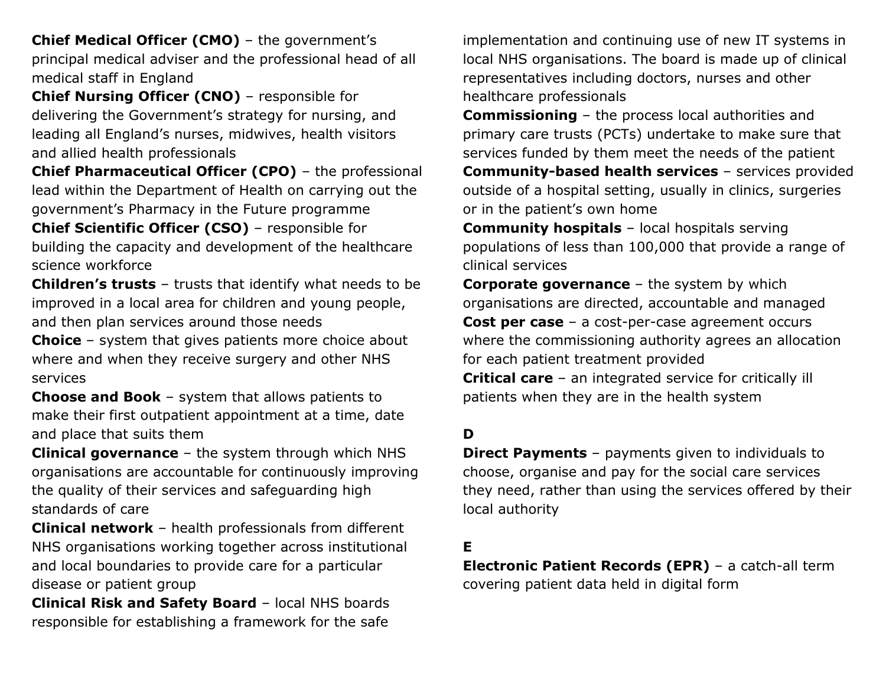**Chief Medical Officer (CMO)** – the government's principal medical adviser and the professional head of all medical staff in England

**Chief Nursing Officer (CNO)** – responsible for delivering the Government's strategy for nursing, and leading all England's nurses, midwives, health visitors and allied health professionals

**Chief Pharmaceutical Officer (CPO)** – the professional lead within the Department of Health on carrying out the government's Pharmacy in the Future programme

**Chief Scientific Officer (CSO)** – responsible for building the capacity and development of the healthcare science workforce

**Children's trusts** – trusts that identify what needs to be improved in a local area for children and young people, and then plan services around those needs

**Choice** – system that gives patients more choice about where and when they receive surgery and other NHS services

**Choose and Book** – system that allows patients to make their first outpatient appointment at a time, date and place that suits them

**Clinical governance** – the system through which NHS organisations are accountable for continuously improving the quality of their services and safeguarding high standards of care

**Clinical network** – health professionals from different NHS organisations working together across institutional and local boundaries to provide care for a particular disease or patient group

**Clinical Risk and Safety Board** – local NHS boards responsible for establishing a framework for the safe implementation and continuing use of new IT systems in local NHS organisations. The board is made up of clinical representatives including doctors, nurses and other healthcare professionals

**Commissioning** – the process local authorities and primary care trusts (PCTs) undertake to make sure that services funded by them meet the needs of the patient

**Community-based health services** – services provided outside of a hospital setting, usually in clinics, surgeries or in the patient's own home

**Community hospitals** – local hospitals serving populations of less than 100,000 that provide a range of clinical services

**Corporate governance** – the system by which organisations are directed, accountable and managed

**Cost per case** – a cost-per-case agreement occurs where the commissioning authority agrees an allocation for each patient treatment provided

**Critical care** – an integrated service for critically ill patients when they are in the health system

## D

**Direct Payments** – payments given to individuals to choose, organise and pay for the social care services they need, rather than using the services offered by their local authority

## E

**Electronic Patient Records (EPR)** – a catch-all term covering patient data held in digital form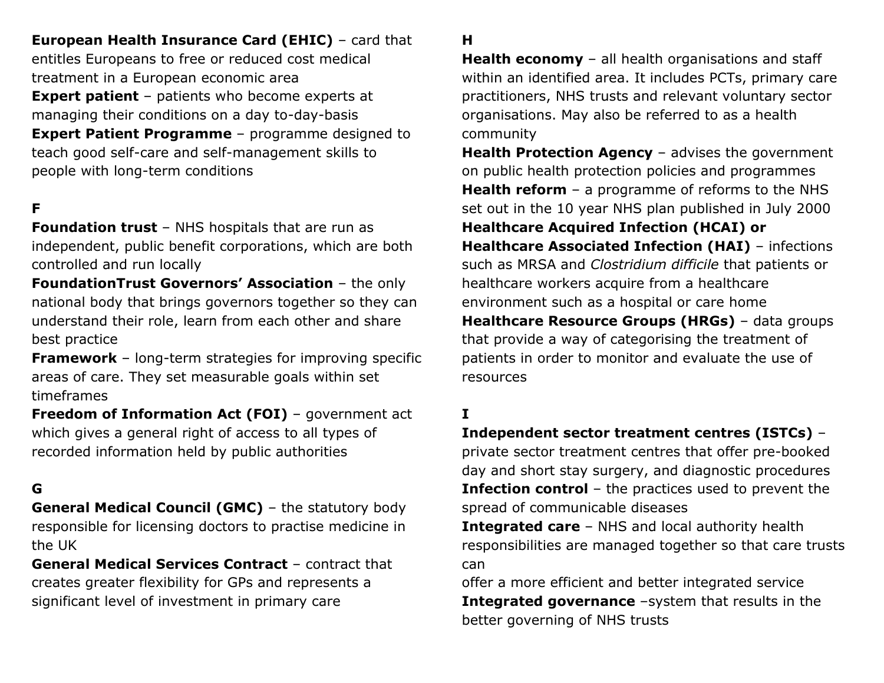**European Health Insurance Card (EHIC)** – card that entitles Europeans to free or reduced cost medical treatment in a European economic area

**Expert patient** – patients who become experts at managing their conditions on a day to-day-basis

**Expert Patient Programme** – programme designed to teach good self-care and self-management skills to people with long-term conditions

### F

**Foundation trust** – NHS hospitals that are run as independent, public benefit corporations, which are both controlled and run locally

**FoundationTrust Governors' Association** – the only national body that brings governors together so they can understand their role, learn from each other and share best practice

**Framework** – long-term strategies for improving specific areas of care. They set measurable goals within set timeframes

**Freedom of Information Act (FOI)** – government act which gives a general right of access to all types of recorded information held by public authorities

### G

**General Medical Council (GMC)** – the statutory body responsible for licensing doctors to practise medicine in the UK

**General Medical Services Contract** – contract that creates greater flexibility for GPs and represents a significant level of investment in primary care

### H

**Health economy** – all health organisations and staff within an identified area. It includes PCTs, primary care practitioners, NHS trusts and relevant voluntary sector organisations. May also be referred to as a health community

**Health Protection Agency** – advises the government on public health protection policies and programmes

**Health reform** – a programme of reforms to the NHS set out in the 10 year NHS plan published in July 2000

**Healthcare Acquired Infection (HCAI) or Healthcare Associated Infection (HAI)** – infections such as MRSA and *Clostridium difficile* that patients or healthcare workers acquire from a healthcare environment such as a hospital or care home

**Healthcare Resource Groups (HRGs)** – data groups that provide a way of categorising the treatment of patients in order to monitor and evaluate the use of resources

### I

**Independent sector treatment centres (ISTCs)** – private sector treatment centres that offer pre-booked day and short stay surgery, and diagnostic procedures

**Infection control** – the practices used to prevent the spread of communicable diseases

**Integrated care** – NHS and local authority health responsibilities are managed together so that care trusts can offer a more efficient and better integrated service

**Integrated governance** –system that results in the better governing of NHS trusts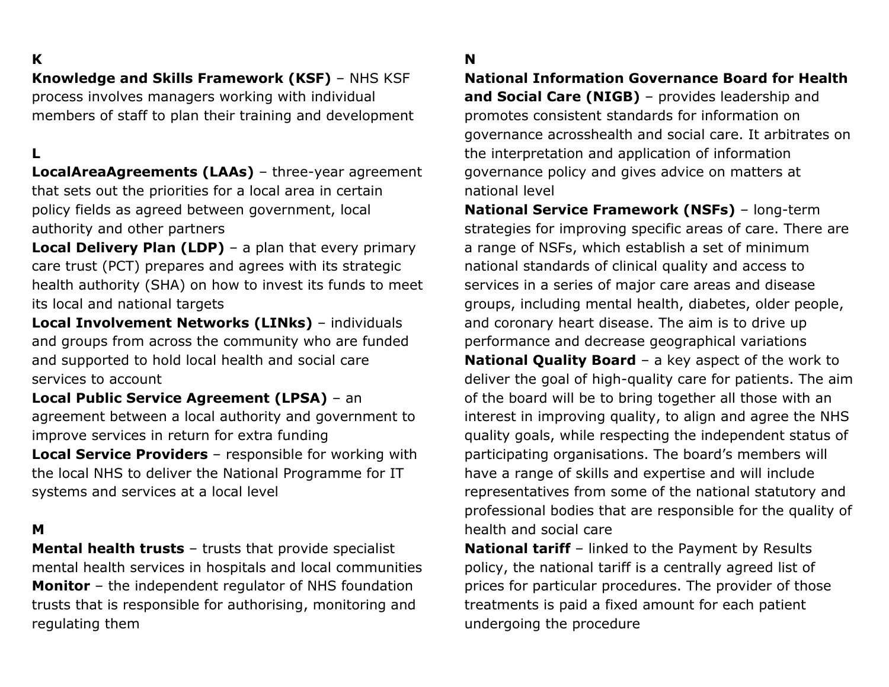## K

**Knowledge and Skills Framework (KSF)** – NHS KSF process involves managers working with individual members of staff to plan their training and development

## L

**LocalAreaAgreements (LAAs)** – three-year agreement that sets out the priorities for a local area in certain policy fields as agreed between government, local authority and other partners

**Local Delivery Plan (LDP)** – a plan that every primary care trust (PCT) prepares and agrees with its strategic health authority (SHA) on how to invest its funds to meet its local and national targets

**Local Involvement Networks (LINks)** – individuals and groups from across the community who are funded and supported to hold local health and social care services to account

**Local Public Service Agreement (LPSA)** – an agreement between a local authority and government to improve services in return for extra funding

**Local Service Providers** – responsible for working with the local NHS to deliver the National Programme for IT systems and services at a local level

## M

**Mental health trusts** – trusts that provide specialist mental health services in hospitals and local communities

**Monitor** – the independent regulator of NHS foundation trusts that is responsible for authorising, monitoring and regulating them

## N

**National Information Governance Board for Health and Social Care (NIGB)** – provides leadership and promotes consistent standards for information on governance acrosshealth and social care. It arbitrates on the interpretation and application of information governance policy and gives advice on matters at national level

**National Service Framework (NSFs)** – long-term strategies for improving specific areas of care. There are a range of NSFs, which establish a set of minimum national standards of clinical quality and access to services in a series of major care areas and disease groups, including mental health, diabetes, older people, and coronary heart disease. The aim is to drive up performance and decrease geographical variations

**National Quality Board** – a key aspect of the work to deliver the goal of high-quality care for patients. The aim of the board will be to bring together all those with an interest in improving quality, to align and agree the NHS quality goals, while respecting the independent status of participating organisations. The board's members will have a range of skills and expertise and will include representatives from some of the national statutory and professional bodies that are responsible for the quality of health and social care

**National tariff** – linked to the Payment by Results policy, the national tariff is a centrally agreed list of prices for particular procedures. The provider of those treatments is paid a fixed amount for each patient undergoing the procedure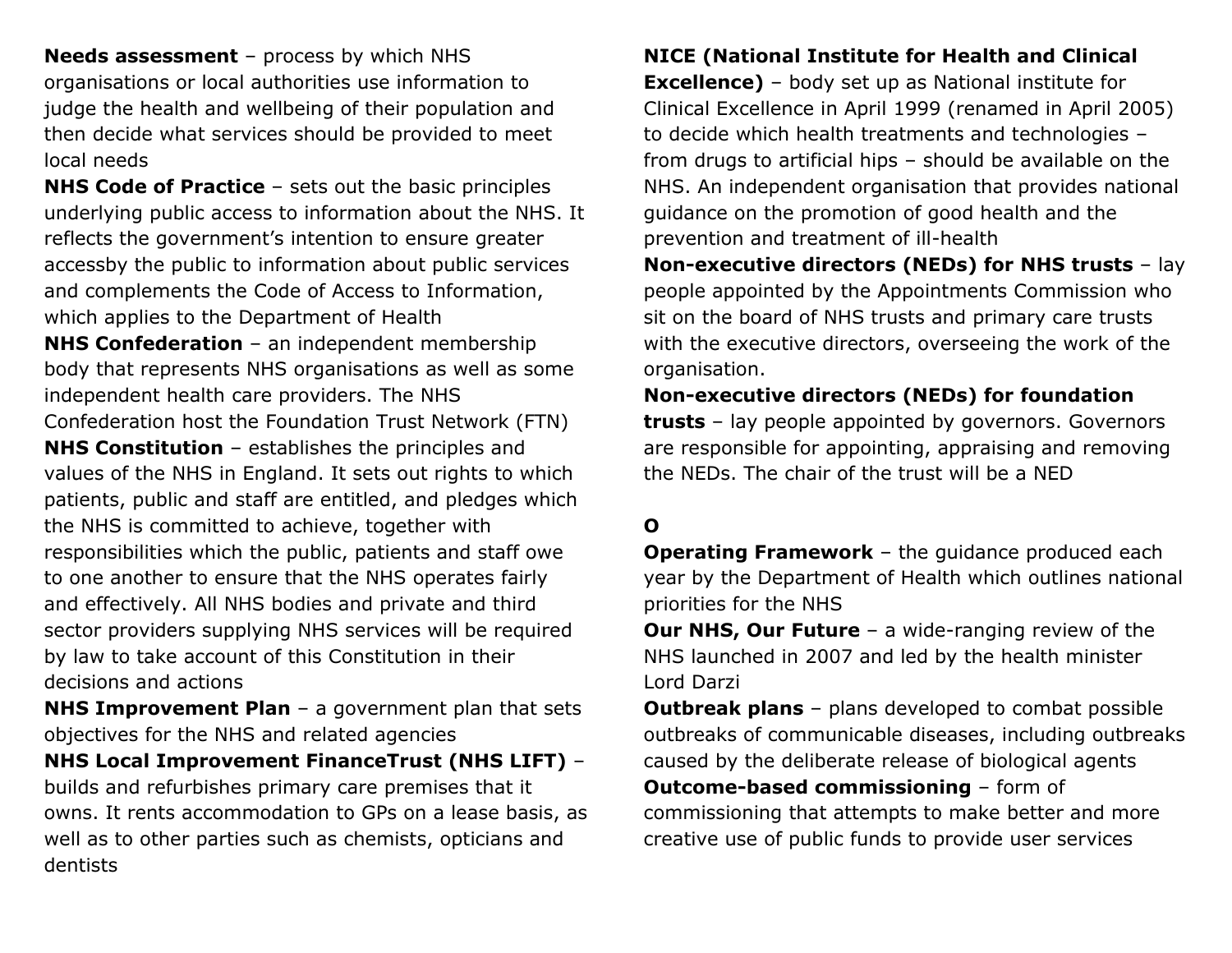**Needs assessment** – process by which NHS organisations or local authorities use information to judge the health and wellbeing of their population and then decide what services should be provided to meet local needs

**NHS Code of Practice** – sets out the basic principles underlying public access to information about the NHS. It reflects the government's intention to ensure greater accessby the public to information about public services and complements the Code of Access to Information, which applies to the Department of Health

**NHS Confederation** – an independent membership body that represents NHS organisations as well as some independent health care providers. The NHS Confederation host the Foundation Trust Network (FTN)

**NHS Constitution** – establishes the principles and values of the NHS in England. It sets out rights to which patients, public and staff are entitled, and pledges which the NHS is committed to achieve, together with responsibilities which the public, patients and staff owe to one another to ensure that the NHS operates fairly and effectively. All NHS bodies and private and third sector providers supplying NHS services will be required by law to take account of this Constitution in their decisions and actions

**NHS Improvement Plan** – a government plan that sets objectives for the NHS and related agencies

**NHS Local Improvement FinanceTrust (NHS LIFT)** – builds and refurbishes primary care premises that it owns. It rents accommodation to GPs on a lease basis, as well as to other parties such as chemists, opticians and dentists

**NICE (National Institute for Health and Clinical Excellence)** – body set up as National institute for Clinical Excellence in April 1999 (renamed in April 2005) to decide which health treatments and technologies – from drugs to artificial hips – should be available on the NHS. An independent organisation that provides national guidance on the promotion of good health and the prevention and treatment of ill-health

**Non-executive directors (NEDs) for NHS trusts** – lay people appointed by the Appointments Commission who sit on the board of NHS trusts and primary care trusts with the executive directors, overseeing the work of the organisation.

**Non-executive directors (NEDs) for foundation trusts** – lay people appointed by governors. Governors are responsible for appointing, appraising and removing the NEDs. The chair of the trust will be a NED

## O

**Operating Framework** – the guidance produced each year by the Department of Health which outlines national priorities for the NHS

**Our NHS, Our Future** – a wide-ranging review of the NHS launched in 2007 and led by the health minister Lord Darzi

**Outbreak plans** – plans developed to combat possible outbreaks of communicable diseases, including outbreaks caused by the deliberate release of biological agents

**Outcome-based commissioning** – form of commissioning that attempts to make better and more creative use of public funds to provide user services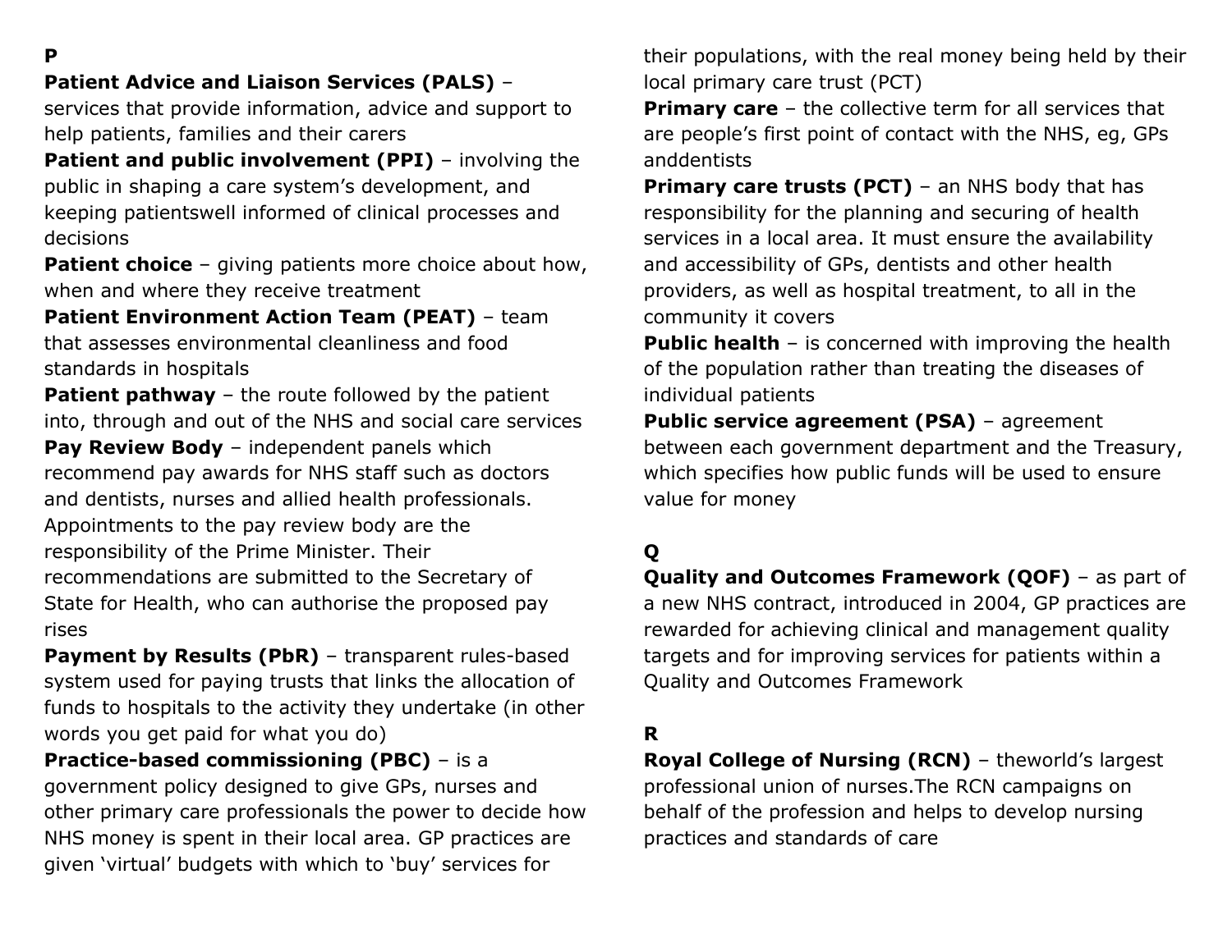## P

**Patient Advice and Liaison Services (PALS)** – services that provide information, advice and support to help patients, families and their carers

**Patient and public involvement (PPI)** – involving the public in shaping a care system's development, and keeping patientswell informed of clinical processes and decisions

**Patient choice** – giving patients more choice about how, when and where they receive treatment

**Patient Environment Action Team (PEAT)** – team that assesses environmental cleanliness and food standards in hospitals

**Patient pathway** – the route followed by the patient into, through and out of the NHS and social care services

**Pay Review Body** – independent panels which recommend pay awards for NHS staff such as doctors and dentists, nurses and allied health professionals. Appointments to the pay review body are the responsibility of the Prime Minister. Their recommendations are submitted to the Secretary of State for Health, who can authorise the proposed pay rises

**Payment by Results (PbR)** – transparent rules-based system used for paying trusts that links the allocation of funds to hospitals to the activity they undertake (in other words you get paid for what you do)

**Practice-based commissioning (PBC)** – is a government policy designed to give GPs, nurses and other primary care professionals the power to decide how NHS money is spent in their local area. GP practices are given 'virtual' budgets with which to 'buy' services for their populations, with the real money being held by their local primary care trust (PCT)

**Primary care** – the collective term for all services that are people's first point of contact with the NHS, eg, GPs anddentists

**Primary care trusts (PCT)** – an NHS body that has responsibility for the planning and securing of health services in a local area. It must ensure the availability and accessibility of GPs, dentists and other health providers, as well as hospital treatment, to all in the community it covers

**Public health** – is concerned with improving the health of the population rather than treating the diseases of individual patients

**Public service agreement (PSA)** – agreement between each government department and the Treasury, which specifies how public funds will be used to ensure value for money

## Q

**Quality and Outcomes Framework (QOF)** – as part of a new NHS contract, introduced in 2004, GP practices are rewarded for achieving clinical and management quality targets and for improving services for patients within a Quality and Outcomes Framework

## R

**Royal College of Nursing (RCN)** – theworld's largest professional union of nurses.The RCN campaigns on behalf of the profession and helps to develop nursing practices and standards of care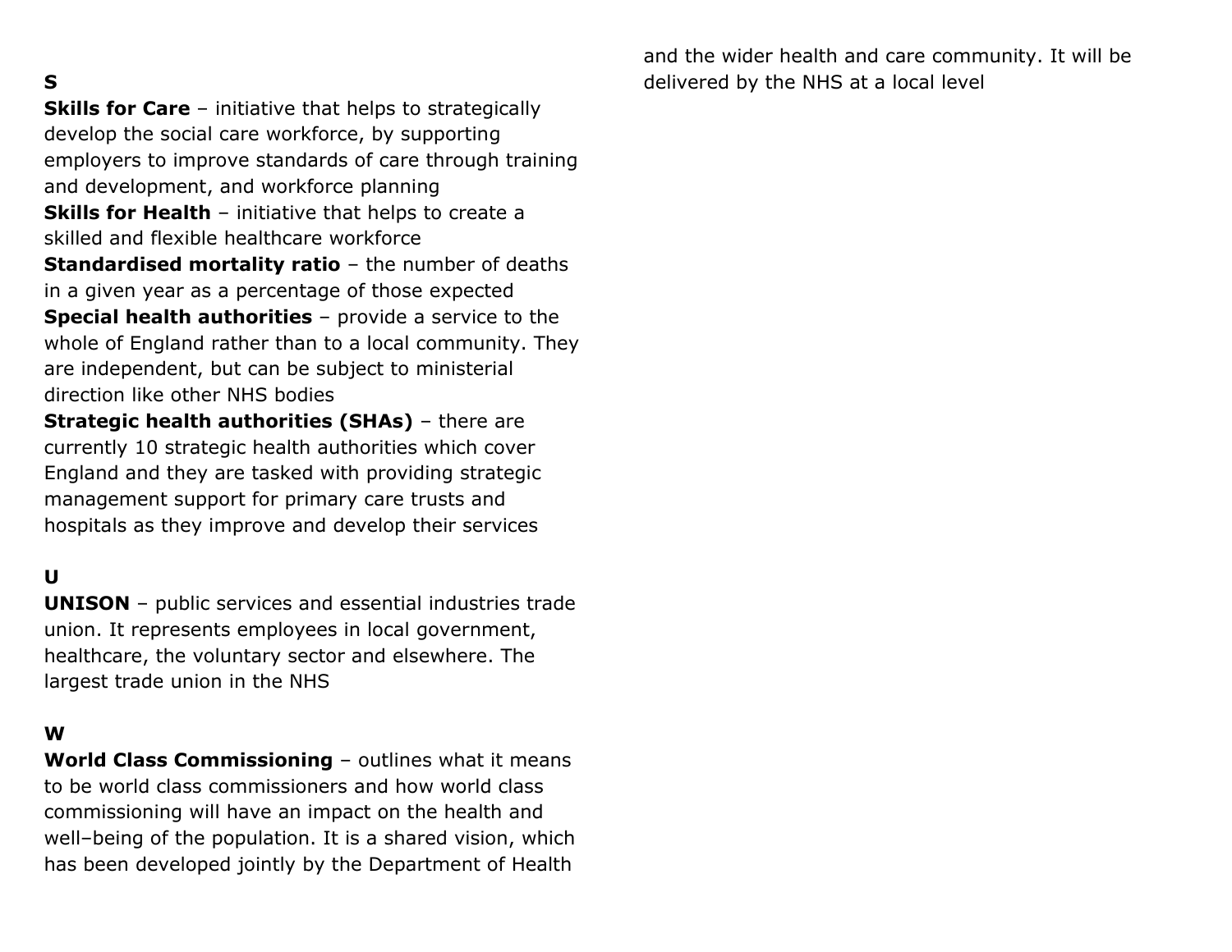## S

**Skills for Care** – initiative that helps to strategically develop the social care workforce, by supporting employers to improve standards of care through training and development, and workforce planning

**Skills for Health** – initiative that helps to create a skilled and flexible healthcare workforce

**Standardised mortality ratio** – the number of deaths in a given year as a percentage of those expected

**Special health authorities** – provide a service to the whole of England rather than to a local community. They are independent, but can be subject to ministerial direction like other NHS bodies

**Strategic health authorities (SHAs)** – there are currently 10 strategic health authorities which cover England and they are tasked with providing strategic management support for primary care trusts and hospitals as they improve and develop their services

## U

**UNISON** – public services and essential industries trade union. It represents employees in local government, healthcare, the voluntary sector and elsewhere. The largest trade union in the NHS

## W

**World Class Commissioning** – outlines what it means to be world class commissioners and how world class commissioning will have an impact on the health and well–being of the population. It is a shared vision, which has been developed jointly by the Department of Health and the wider health and care community. It will be delivered by the NHS at a local level